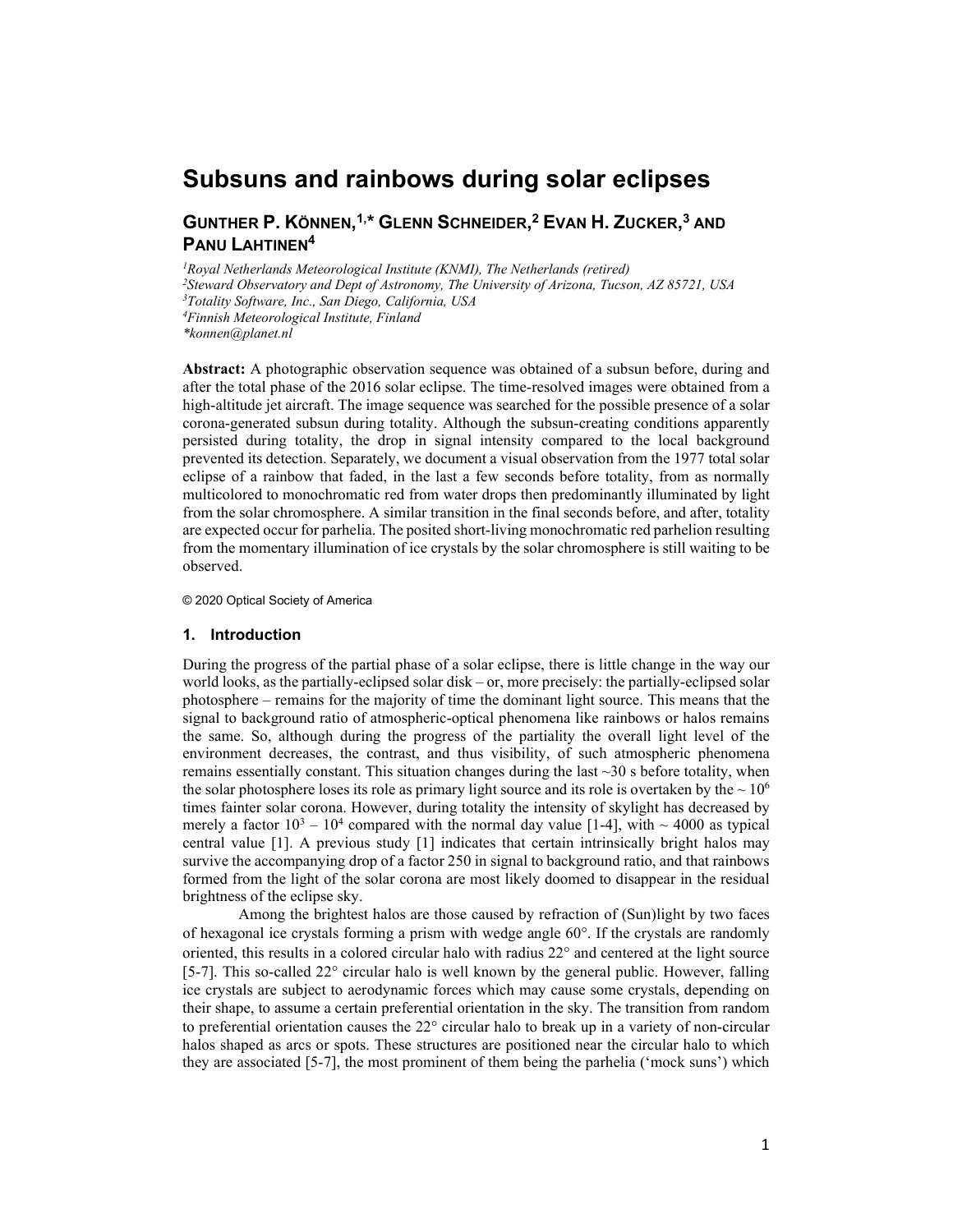# Subsuns and rainbows during solar eclipses

## GUNTHER P. KÖNNEN,[1,*] GLENN SCHNEIDER,[2] EVAN H. ZUCKER,[3] AND PANU LAHTINEN[4]

*[1]Royal Netherlands Meteorological Institute (KNMI), The Netherlands (retired)*
*[2]Steward Observatory and Dept of Astronomy, The University of Arizona, Tucson, AZ 85721, USA*
*[3]Totality Software, Inc., San Diego, California, USA*
*[4]Finnish Meteorological Institute, Finland*
*\*konnen@planet.nl*

**Abstract:** A photographic observation sequence was obtained of a subsun before, during and after the total phase of the 2016 solar eclipse. The time-resolved images were obtained from a high-altitude jet aircraft. The image sequence was searched for the possible presence of a solar corona-generated subsun during totality. Although the subsun-creating conditions apparently persisted during totality, the drop in signal intensity compared to the local background prevented its detection. Separately, we document a visual observation from the 1977 total solar eclipse of a rainbow that faded, in the last a few seconds before totality, from as normally multicolored to monochromatic red from water drops then predominantly illuminated by light from the solar chromosphere. A similar transition in the final seconds before, and after, totality are expected occur for parhelia. The posited short-living monochromatic red parhelion resulting from the momentary illumination of ice crystals by the solar chromosphere is still waiting to be observed.

© 2020 Optical Society of America

### 1. Introduction

During the progress of the partial phase of a solar eclipse, there is little change in the way our world looks, as the partially-eclipsed solar disk – or, more precisely: the partially-eclipsed solar photosphere – remains for the majority of time the dominant light source. This means that the signal to background ratio of atmospheric-optical phenomena like rainbows or halos remains the same. So, although during the progress of the partiality the overall light level of the environment decreases, the contrast, and thus visibility, of such atmospheric phenomena remains essentially constant. This situation changes during the last ~30 s before totality, when the solar photosphere loses its role as primary light source and its role is overtaken by the ~ $10^6$ times fainter solar corona. However, during totality the intensity of skylight has decreased by merely a factor $10^3$ – $10^4$ compared with the normal day value [1-4], with ~ 4000 as typical central value [1]. A previous study [1] indicates that certain intrinsically bright halos may survive the accompanying drop of a factor 250 in signal to background ratio, and that rainbows formed from the light of the solar corona are most likely doomed to disappear in the residual brightness of the eclipse sky.

Among the brightest halos are those caused by refraction of (Sun)light by two faces of hexagonal ice crystals forming a prism with wedge angle 60°. If the crystals are randomly oriented, this results in a colored circular halo with radius 22° and centered at the light source [5-7]. This so-called 22° circular halo is well known by the general public. However, falling ice crystals are subject to aerodynamic forces which may cause some crystals, depending on their shape, to assume a certain preferential orientation in the sky. The transition from random to preferential orientation causes the 22° circular halo to break up in a variety of non-circular halos shaped as arcs or spots. These structures are positioned near the circular halo to which they are associated [5-7], the most prominent of them being the parhelia ('mock suns') which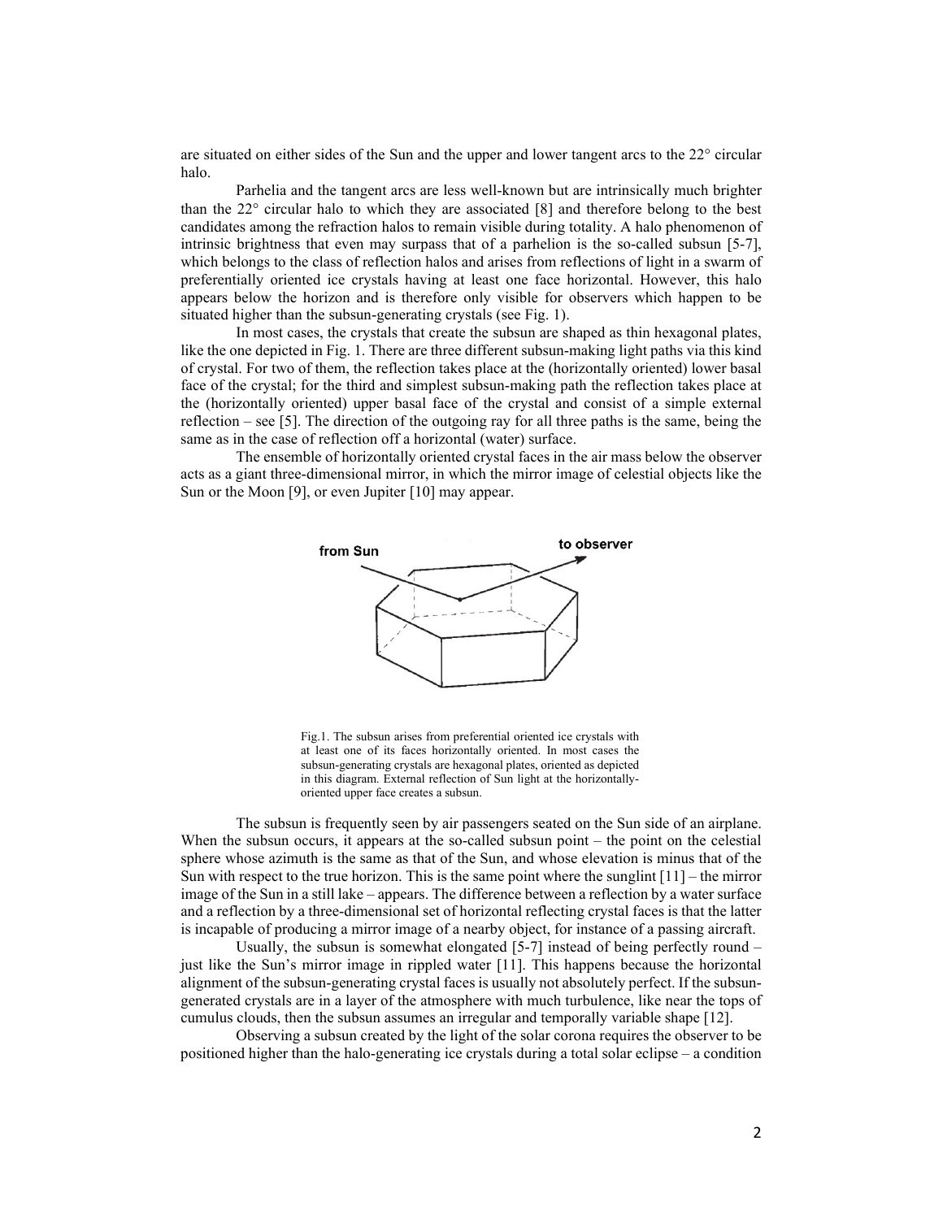are situated on either sides of the Sun and the upper and lower tangent arcs to the 22° circular halo.

Parhelia and the tangent arcs are less well-known but are intrinsically much brighter than the 22° circular halo to which they are associated [8] and therefore belong to the best candidates among the refraction halos to remain visible during totality. A halo phenomenon of intrinsic brightness that even may surpass that of a parhelion is the so-called subsun [5-7], which belongs to the class of reflection halos and arises from reflections of light in a swarm of preferentially oriented ice crystals having at least one face horizontal. However, this halo appears below the horizon and is therefore only visible for observers which happen to be situated higher than the subsun-generating crystals (see Fig. 1).

In most cases, the crystals that create the subsun are shaped as thin hexagonal plates, like the one depicted in Fig. 1. There are three different subsun-making light paths via this kind of crystal. For two of them, the reflection takes place at the (horizontally oriented) lower basal face of the crystal; for the third and simplest subsun-making path the reflection takes place at the (horizontally oriented) upper basal face of the crystal and consist of a simple external reflection – see [5]. The direction of the outgoing ray for all three paths is the same, being the same as in the case of reflection off a horizontal (water) surface.

The ensemble of horizontally oriented crystal faces in the air mass below the observer acts as a giant three-dimensional mirror, in which the mirror image of celestial objects like the Sun or the Moon [9], or even Jupiter [10] may appear.

Fig.1. The subsun arises from preferential oriented ice crystals with at least one of its faces horizontally oriented. In most cases the subsun-generating crystals are hexagonal plates, oriented as depicted in this diagram. External reflection of Sun light at the horizontally-oriented upper face creates a subsun.

The subsun is frequently seen by air passengers seated on the Sun side of an airplane. When the subsun occurs, it appears at the so-called subsun point – the point on the celestial sphere whose azimuth is the same as that of the Sun, and whose elevation is minus that of the Sun with respect to the true horizon. This is the same point where the sunglint [11] – the mirror image of the Sun in a still lake – appears. The difference between a reflection by a water surface and a reflection by a three-dimensional set of horizontal reflecting crystal faces is that the latter is incapable of producing a mirror image of a nearby object, for instance of a passing aircraft.

Usually, the subsun is somewhat elongated [5-7] instead of being perfectly round – just like the Sun's mirror image in rippled water [11]. This happens because the horizontal alignment of the subsun-generating crystal faces is usually not absolutely perfect. If the subsun-generated crystals are in a layer of the atmosphere with much turbulence, like near the tops of cumulus clouds, then the subsun assumes an irregular and temporally variable shape [12].

Observing a subsun created by the light of the solar corona requires the observer to be positioned higher than the halo-generating ice crystals during a total solar eclipse – a condition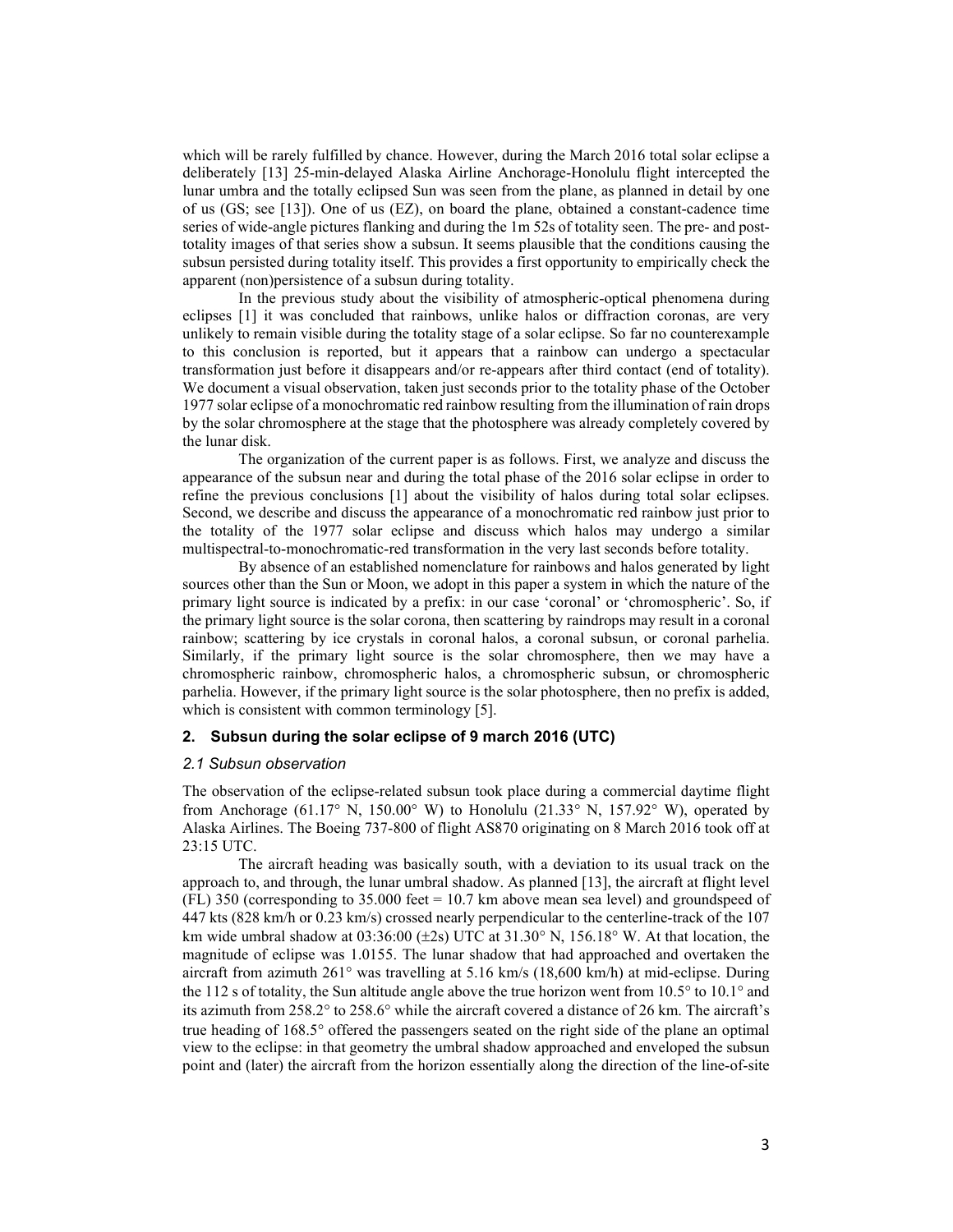which will be rarely fulfilled by chance. However, during the March 2016 total solar eclipse a deliberately [13] 25-min-delayed Alaska Airline Anchorage-Honolulu flight intercepted the lunar umbra and the totally eclipsed Sun was seen from the plane, as planned in detail by one of us (GS; see [13]). One of us (EZ), on board the plane, obtained a constant-cadence time series of wide-angle pictures flanking and during the 1m 52s of totality seen. The pre- and post-totality images of that series show a subsun. It seems plausible that the conditions causing the subsun persisted during totality itself. This provides a first opportunity to empirically check the apparent (non)persistence of a subsun during totality.

In the previous study about the visibility of atmospheric-optical phenomena during eclipses [1] it was concluded that rainbows, unlike halos or diffraction coronas, are very unlikely to remain visible during the totality stage of a solar eclipse. So far no counterexample to this conclusion is reported, but it appears that a rainbow can undergo a spectacular transformation just before it disappears and/or re-appears after third contact (end of totality). We document a visual observation, taken just seconds prior to the totality phase of the October 1977 solar eclipse of a monochromatic red rainbow resulting from the illumination of rain drops by the solar chromosphere at the stage that the photosphere was already completely covered by the lunar disk.

The organization of the current paper is as follows. First, we analyze and discuss the appearance of the subsun near and during the total phase of the 2016 solar eclipse in order to refine the previous conclusions [1] about the visibility of halos during total solar eclipses. Second, we describe and discuss the appearance of a monochromatic red rainbow just prior to the totality of the 1977 solar eclipse and discuss which halos may undergo a similar multispectral-to-monochromatic-red transformation in the very last seconds before totality.

By absence of an established nomenclature for rainbows and halos generated by light sources other than the Sun or Moon, we adopt in this paper a system in which the nature of the primary light source is indicated by a prefix: in our case 'coronal' or 'chromospheric'. So, if the primary light source is the solar corona, then scattering by raindrops may result in a coronal rainbow; scattering by ice crystals in coronal halos, a coronal subsun, or coronal parhelia. Similarly, if the primary light source is the solar chromosphere, then we may have a chromospheric rainbow, chromospheric halos, a chromospheric subsun, or chromospheric parhelia. However, if the primary light source is the solar photosphere, then no prefix is added, which is consistent with common terminology [5].

## 2. Subsun during the solar eclipse of 9 march 2016 (UTC)

### *2.1 Subsun observation*

The observation of the eclipse-related subsun took place during a commercial daytime flight from Anchorage (61.17° N, 150.00° W) to Honolulu (21.33° N, 157.92° W), operated by Alaska Airlines. The Boeing 737-800 of flight AS870 originating on 8 March 2016 took off at 23:15 UTC.

The aircraft heading was basically south, with a deviation to its usual track on the approach to, and through, the lunar umbral shadow. As planned [13], the aircraft at flight level (FL) 350 (corresponding to 35.000 feet = 10.7 km above mean sea level) and groundspeed of 447 kts (828 km/h or 0.23 km/s) crossed nearly perpendicular to the centerline-track of the 107 km wide umbral shadow at 03:36:00 (±2s) UTC at 31.30° N, 156.18° W. At that location, the magnitude of eclipse was 1.0155. The lunar shadow that had approached and overtaken the aircraft from azimuth 261° was travelling at 5.16 km/s (18,600 km/h) at mid-eclipse. During the 112 s of totality, the Sun altitude angle above the true horizon went from 10.5° to 10.1° and its azimuth from 258.2° to 258.6° while the aircraft covered a distance of 26 km. The aircraft's true heading of 168.5° offered the passengers seated on the right side of the plane an optimal view to the eclipse: in that geometry the umbral shadow approached and enveloped the subsun point and (later) the aircraft from the horizon essentially along the direction of the line-of-site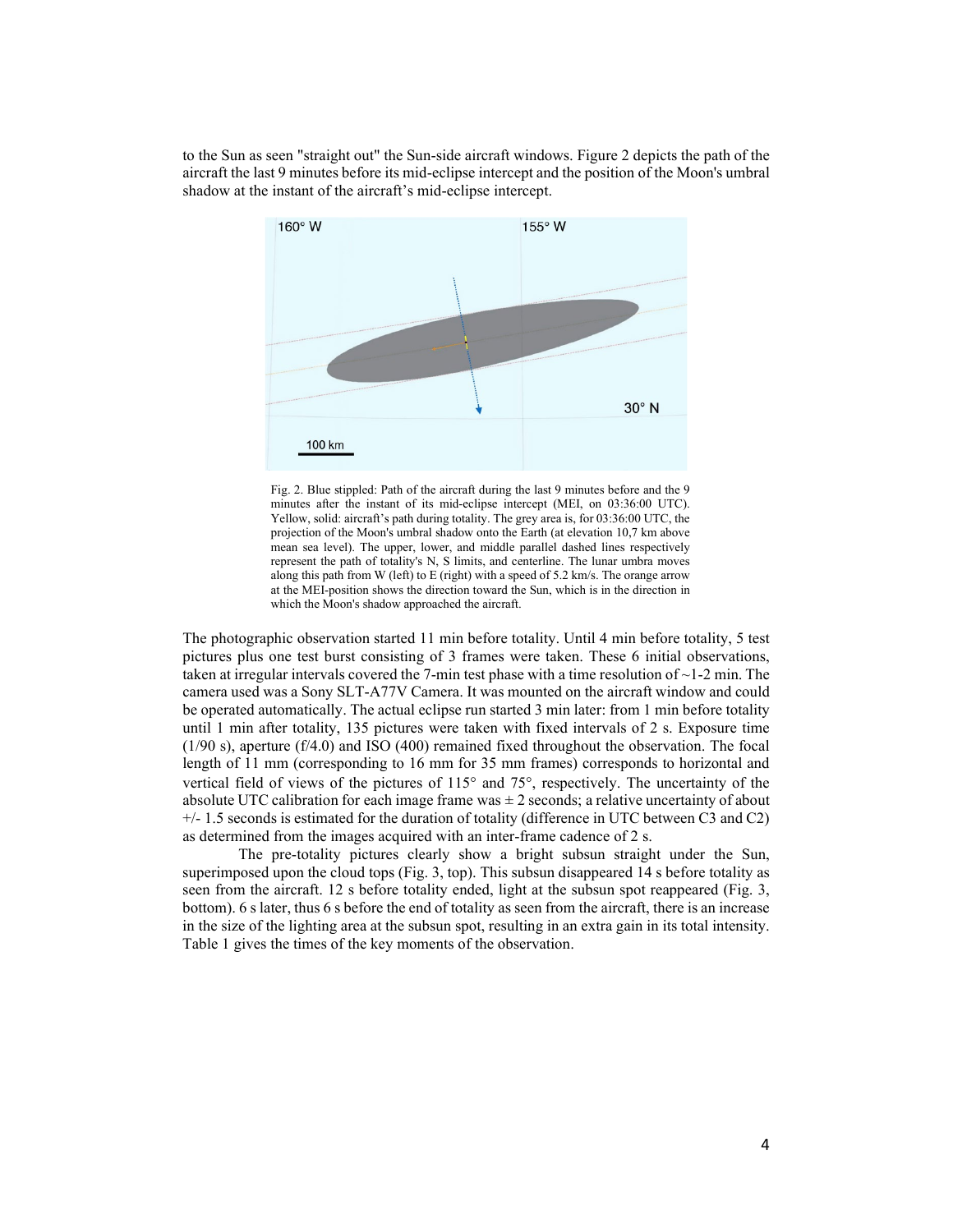to the Sun as seen "straight out" the Sun-side aircraft windows. Figure 2 depicts the path of the aircraft the last 9 minutes before its mid-eclipse intercept and the position of the Moon's umbral shadow at the instant of the aircraft's mid-eclipse intercept.

Fig. 2. Blue stippled: Path of the aircraft during the last 9 minutes before and the 9 minutes after the instant of its mid-eclipse intercept (MEI, on 03:36:00 UTC). Yellow, solid: aircraft's path during totality. The grey area is, for 03:36:00 UTC, the projection of the Moon's umbral shadow onto the Earth (at elevation 10,7 km above mean sea level). The upper, lower, and middle parallel dashed lines respectively represent the path of totality's N, S limits, and centerline. The lunar umbra moves along this path from W (left) to E (right) with a speed of 5.2 km/s. The orange arrow at the MEI-position shows the direction toward the Sun, which is in the direction in which the Moon's shadow approached the aircraft.

The photographic observation started 11 min before totality. Until 4 min before totality, 5 test pictures plus one test burst consisting of 3 frames were taken. These 6 initial observations, taken at irregular intervals covered the 7-min test phase with a time resolution of ~1-2 min. The camera used was a Sony SLT-A77V Camera. It was mounted on the aircraft window and could be operated automatically. The actual eclipse run started 3 min later: from 1 min before totality until 1 min after totality, 135 pictures were taken with fixed intervals of 2 s. Exposure time (1/90 s), aperture (f/4.0) and ISO (400) remained fixed throughout the observation. The focal length of 11 mm (corresponding to 16 mm for 35 mm frames) corresponds to horizontal and vertical field of views of the pictures of 115° and 75°, respectively. The uncertainty of the absolute UTC calibration for each image frame was ± 2 seconds; a relative uncertainty of about +/- 1.5 seconds is estimated for the duration of totality (difference in UTC between C3 and C2) as determined from the images acquired with an inter-frame cadence of 2 s.

The pre-totality pictures clearly show a bright subsun straight under the Sun, superimposed upon the cloud tops (Fig. 3, top). This subsun disappeared 14 s before totality as seen from the aircraft. 12 s before totality ended, light at the subsun spot reappeared (Fig. 3, bottom). 6 s later, thus 6 s before the end of totality as seen from the aircraft, there is an increase in the size of the lighting area at the subsun spot, resulting in an extra gain in its total intensity. Table 1 gives the times of the key moments of the observation.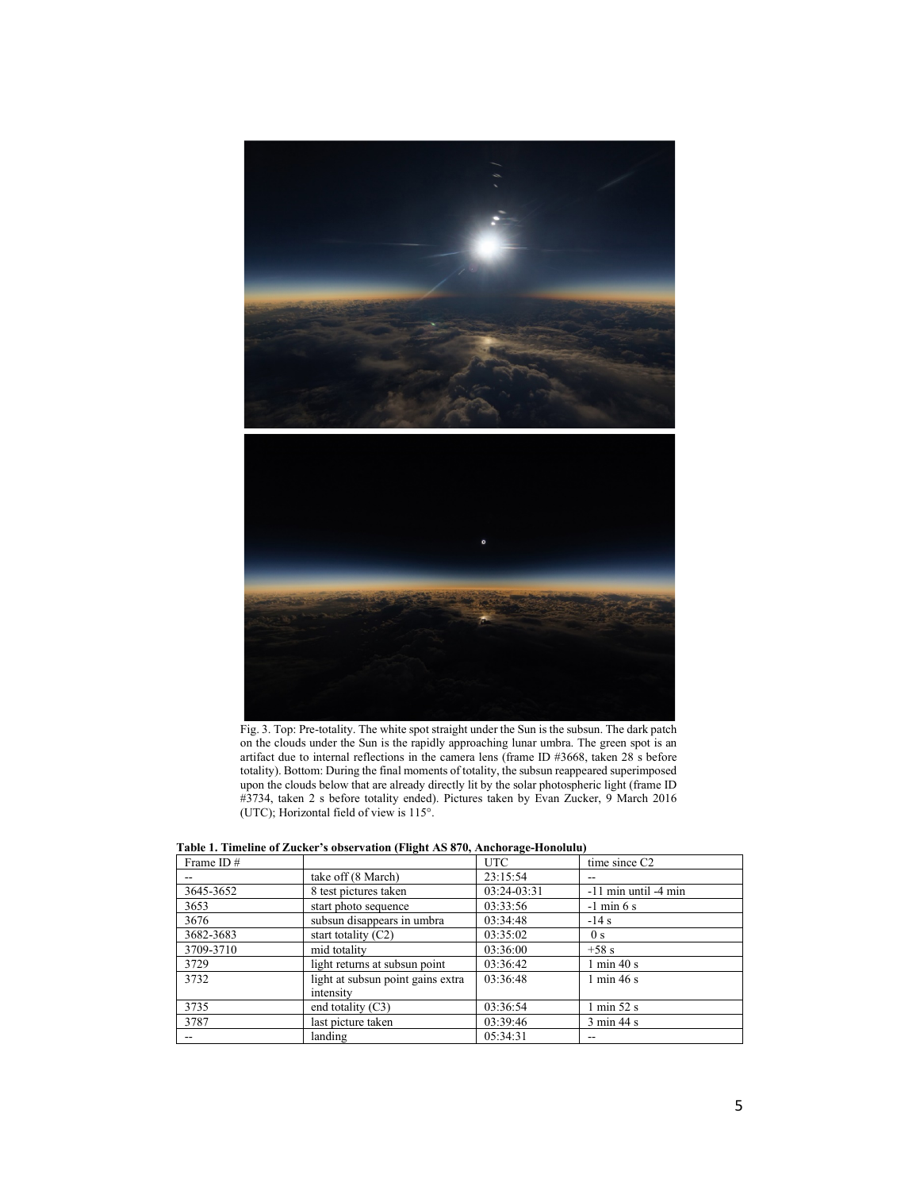Fig. 3. Top: Pre-totality. The white spot straight under the Sun is the subsun. The dark patch on the clouds under the Sun is the rapidly approaching lunar umbra. The green spot is an artifact due to internal reflections in the camera lens (frame ID #3668, taken 28 s before totality). Bottom: During the final moments of totality, the subsun reappeared superimposed upon the clouds below that are already directly lit by the solar photospheric light (frame ID #3734, taken 2 s before totality ended). Pictures taken by Evan Zucker, 9 March 2016 (UTC); Horizontal field of view is 115°.

**Table 1. Timeline of Zucker's observation (Flight AS 870, Anchorage-Honolulu)**

| Frame ID # | | UTC | time since C2 |
|---|---|---|---|
| -- | take off (8 March) | 23:15:54 | -- |
| 3645-3652 | 8 test pictures taken | 03:24-03:31 | -11 min until -4 min |
| 3653 | start photo sequence | 03:33:56 | -1 min 6 s |
| 3676 | subsun disappears in umbra | 03:34:48 | -14 s |
| 3682-3683 | start totality (C2) | 03:35:02 | 0 s |
| 3709-3710 | mid totality | 03:36:00 | +58 s |
| 3729 | light returns at subsun point | 03:36:42 | 1 min 40 s |
| 3732 | light at subsun point gains extra intensity | 03:36:48 | 1 min 46 s |
| 3735 | end totality (C3) | 03:36:54 | 1 min 52 s |
| 3787 | last picture taken | 03:39:46 | 3 min 44 s |
| -- | landing | 05:34:31 | -- |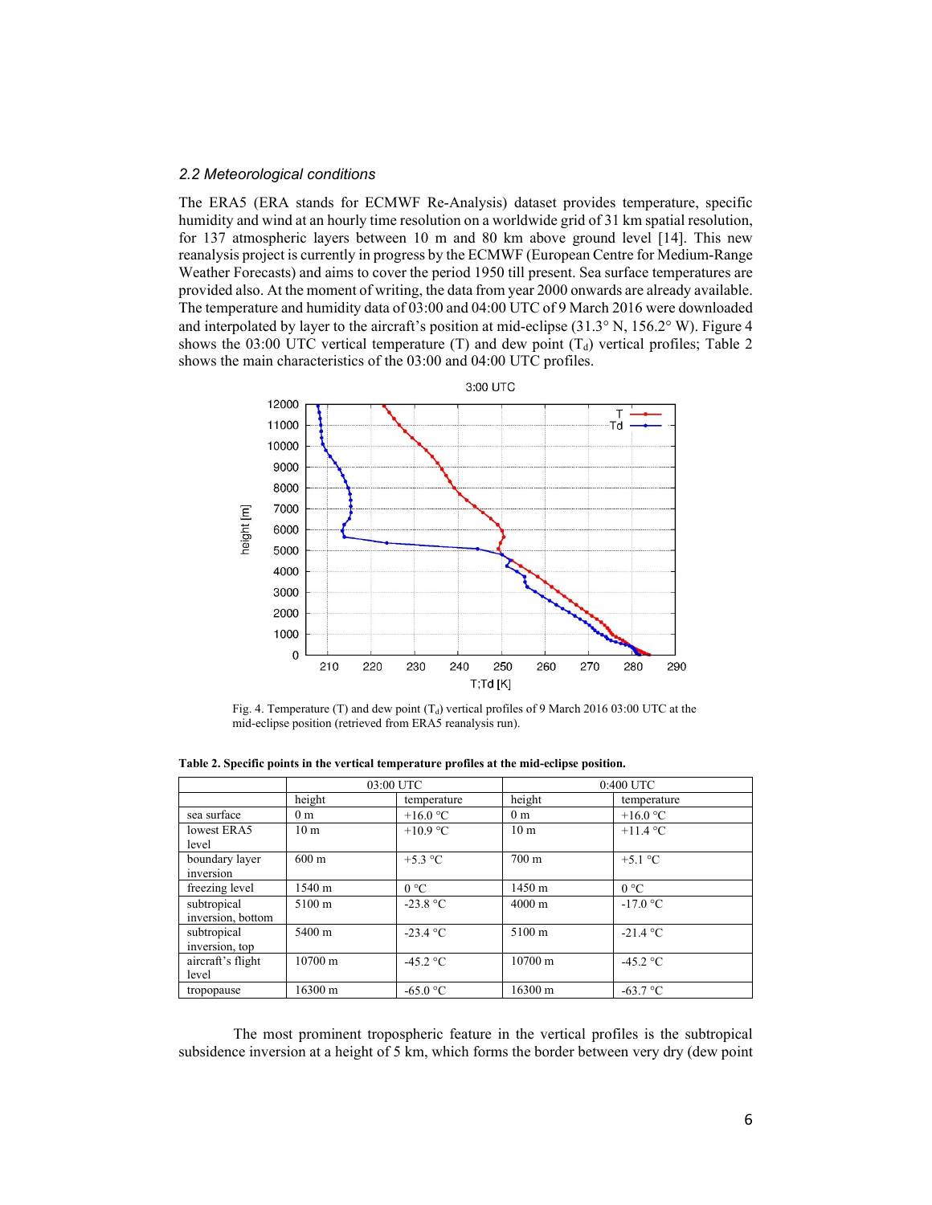*2.2 Meteorological conditions*

The ERA5 (ERA stands for ECMWF Re-Analysis) dataset provides temperature, specific humidity and wind at an hourly time resolution on a worldwide grid of 31 km spatial resolution, for 137 atmospheric layers between 10 m and 80 km above ground level [14]. This new reanalysis project is currently in progress by the ECMWF (European Centre for Medium-Range Weather Forecasts) and aims to cover the period 1950 till present. Sea surface temperatures are provided also. At the moment of writing, the data from year 2000 onwards are already available. The temperature and humidity data of 03:00 and 04:00 UTC of 9 March 2016 were downloaded and interpolated by layer to the aircraft's position at mid-eclipse (31.3° N, 156.2° W). Figure 4 shows the 03:00 UTC vertical temperature (T) and dew point ($T_d$) vertical profiles; Table 2 shows the main characteristics of the 03:00 and 04:00 UTC profiles.

Fig. 4. Temperature (T) and dew point ($T_d$) vertical profiles of 9 March 2016 03:00 UTC at the mid-eclipse position (retrieved from ERA5 reanalysis run).

**Table 2. Specific points in the vertical temperature profiles at the mid-eclipse position.**

| | 03:00 UTC | | 0:400 UTC | |
|---|---|---|---|---|
| | height | temperature | height | temperature |
| sea surface | 0 m | +16.0 °C | 0 m | +16.0 °C |
| lowest ERA5 level | 10 m | +10.9 °C | 10 m | +11.4 °C |
| boundary layer inversion | 600 m | +5.3 °C | 700 m | +5.1 °C |
| freezing level | 1540 m | 0 °C | 1450 m | 0 °C |
| subtropical inversion, bottom | 5100 m | -23.8 °C | 4000 m | -17.0 °C |
| subtropical inversion, top | 5400 m | -23.4 °C | 5100 m | -21.4 °C |
| aircraft's flight level | 10700 m | -45.2 °C | 10700 m | -45.2 °C |
| tropopause | 16300 m | -65.0 °C | 16300 m | -63.7 °C |

The most prominent tropospheric feature in the vertical profiles is the subtropical subsidence inversion at a height of 5 km, which forms the border between very dry (dew point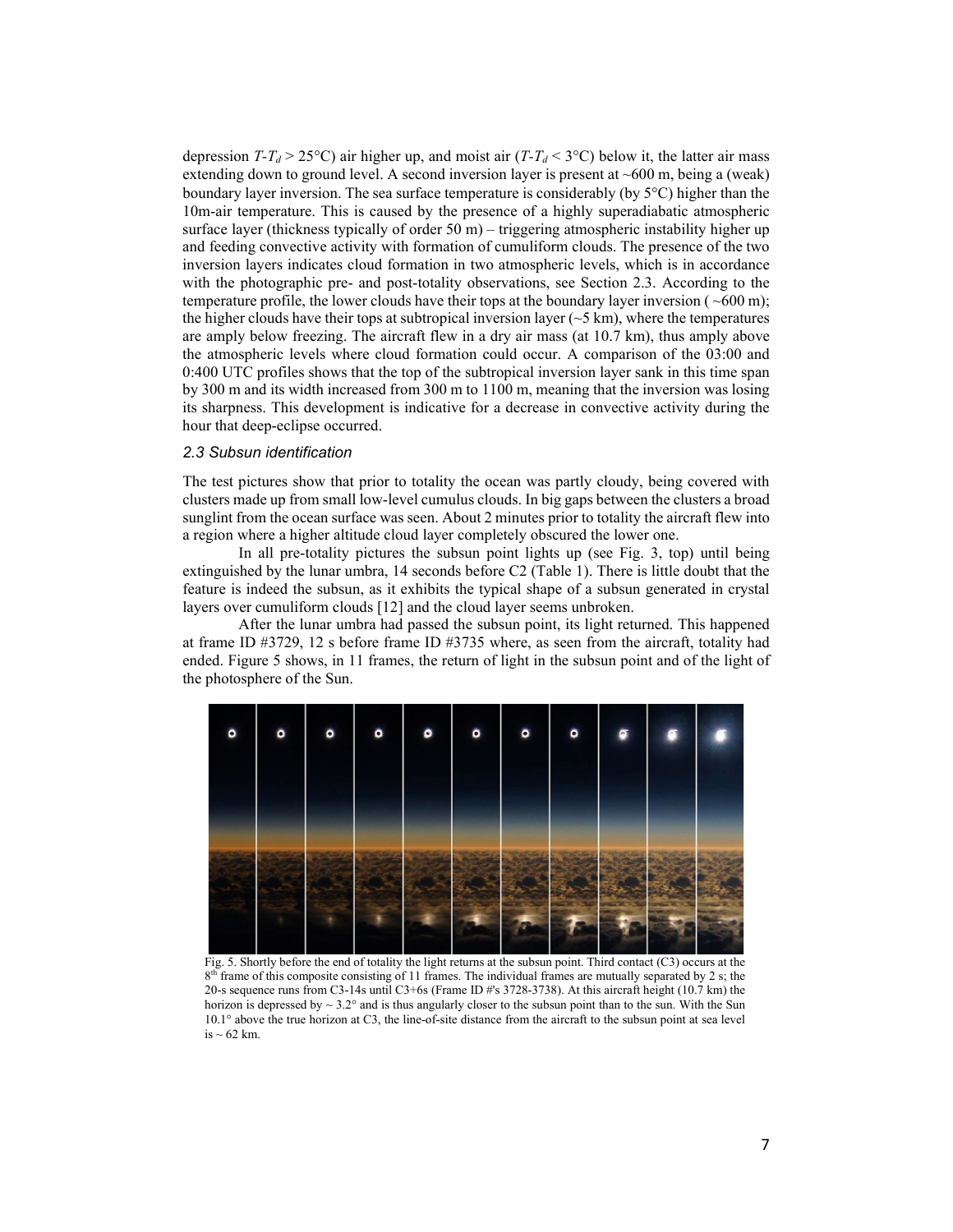depression $T$-$T_d$ > 25°C) air higher up, and moist air ($T$-$T_d$ < 3°C) below it, the latter air mass extending down to ground level. A second inversion layer is present at ~600 m, being a (weak) boundary layer inversion. The sea surface temperature is considerably (by 5°C) higher than the 10m-air temperature. This is caused by the presence of a highly superadiabatic atmospheric surface layer (thickness typically of order 50 m) – triggering atmospheric instability higher up and feeding convective activity with formation of cumuliform clouds. The presence of the two inversion layers indicates cloud formation in two atmospheric levels, which is in accordance with the photographic pre- and post-totality observations, see Section 2.3. According to the temperature profile, the lower clouds have their tops at the boundary layer inversion ( ~600 m); the higher clouds have their tops at subtropical inversion layer (~5 km), where the temperatures are amply below freezing. The aircraft flew in a dry air mass (at 10.7 km), thus amply above the atmospheric levels where cloud formation could occur. A comparison of the 03:00 and 0:400 UTC profiles shows that the top of the subtropical inversion layer sank in this time span by 300 m and its width increased from 300 m to 1100 m, meaning that the inversion was losing its sharpness. This development is indicative for a decrease in convective activity during the hour that deep-eclipse occurred.

### *2.3 Subsun identification*

The test pictures show that prior to totality the ocean was partly cloudy, being covered with clusters made up from small low-level cumulus clouds. In big gaps between the clusters a broad sunglint from the ocean surface was seen. About 2 minutes prior to totality the aircraft flew into a region where a higher altitude cloud layer completely obscured the lower one.

In all pre-totality pictures the subsun point lights up (see Fig. 3, top) until being extinguished by the lunar umbra, 14 seconds before C2 (Table 1). There is little doubt that the feature is indeed the subsun, as it exhibits the typical shape of a subsun generated in crystal layers over cumuliform clouds [12] and the cloud layer seems unbroken.

After the lunar umbra had passed the subsun point, its light returned. This happened at frame ID #3729, 12 s before frame ID #3735 where, as seen from the aircraft, totality had ended. Figure 5 shows, in 11 frames, the return of light in the subsun point and of the light of the photosphere of the Sun.

Fig. 5. Shortly before the end of totality the light returns at the subsun point. Third contact (C3) occurs at the 8th frame of this composite consisting of 11 frames. The individual frames are mutually separated by 2 s; the 20-s sequence runs from C3-14s until C3+6s (Frame ID #'s 3728-3738). At this aircraft height (10.7 km) the horizon is depressed by ~ 3.2° and is thus angularly closer to the subsun point than to the sun. With the Sun 10.1° above the true horizon at C3, the line-of-site distance from the aircraft to the subsun point at sea level is ~ 62 km.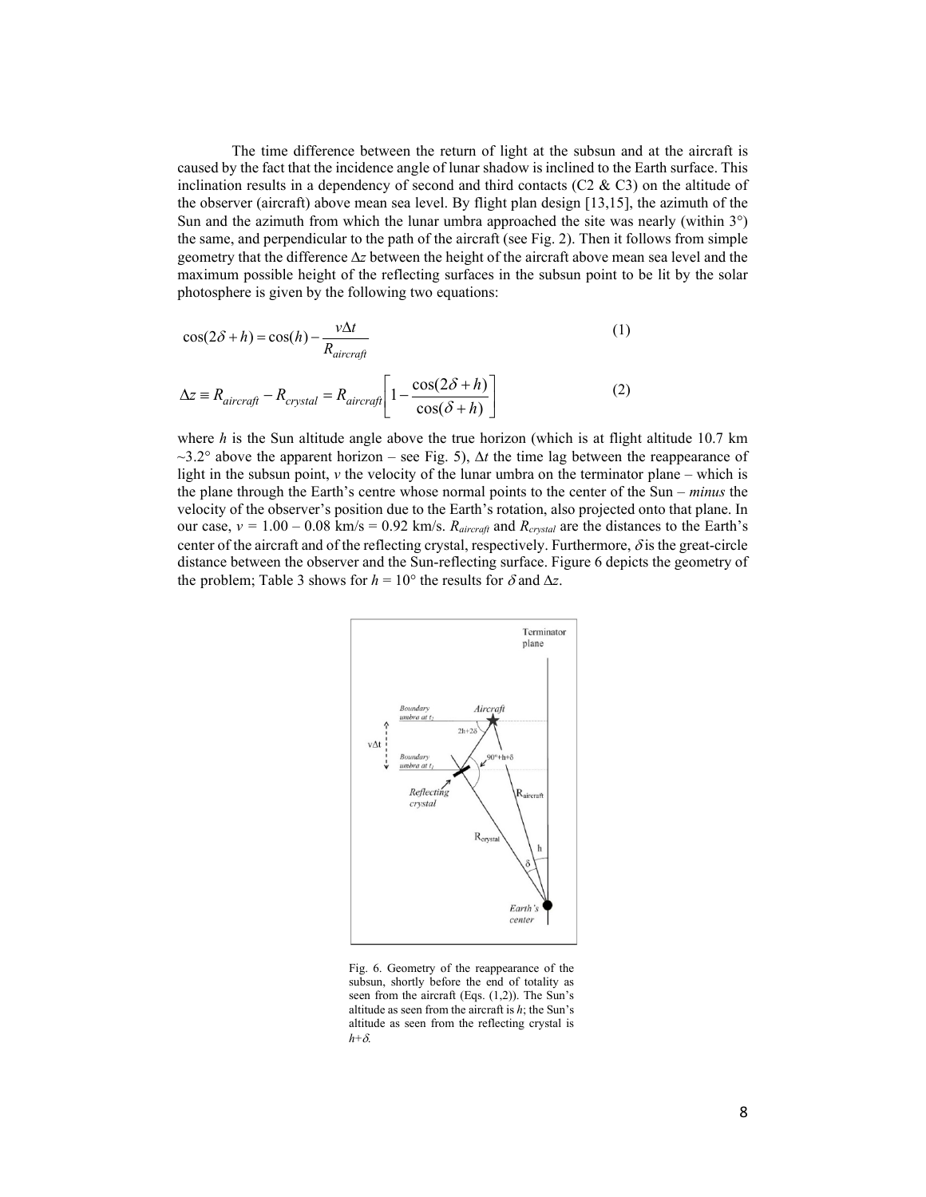The time difference between the return of light at the subsun and at the aircraft is caused by the fact that the incidence angle of lunar shadow is inclined to the Earth surface. This inclination results in a dependency of second and third contacts (C2 & C3) on the altitude of the observer (aircraft) above mean sea level. By flight plan design [13,15], the azimuth of the Sun and the azimuth from which the lunar umbra approached the site was nearly (within 3°) the same, and perpendicular to the path of the aircraft (see Fig. 2). Then it follows from simple geometry that the difference $\Delta z$ between the height of the aircraft above mean sea level and the maximum possible height of the reflecting surfaces in the subsun point to be lit by the solar photosphere is given by the following two equations:

$$\cos(2\delta + h) = \cos(h) - \frac{v\Delta t}{R_{aircraft}} \tag{1}$$

$$\Delta z \equiv R_{aircraft} - R_{crystal} = R_{aircraft}\left[1 - \frac{\cos(2\delta + h)}{\cos(\delta + h)}\right] \tag{2}$$

where $h$ is the Sun altitude angle above the true horizon (which is at flight altitude 10.7 km ~3.2° above the apparent horizon – see Fig. 5), $\Delta t$ the time lag between the reappearance of light in the subsun point, $v$ the velocity of the lunar umbra on the terminator plane – which is the plane through the Earth's centre whose normal points to the center of the Sun – *minus* the velocity of the observer's position due to the Earth's rotation, also projected onto that plane. In our case, $v$ = 1.00 – 0.08 km/s = 0.92 km/s. $R_{aircraft}$ and $R_{crystal}$ are the distances to the Earth's center of the aircraft and of the reflecting crystal, respectively. Furthermore, $\delta$ is the great-circle distance between the observer and the Sun-reflecting surface. Figure 6 depicts the geometry of the problem; Table 3 shows for $h$ = 10° the results for $\delta$ and $\Delta z$.

Fig. 6. Geometry of the reappearance of the subsun, shortly before the end of totality as seen from the aircraft (Eqs. (1,2)). The Sun's altitude as seen from the aircraft is $h$; the Sun's altitude as seen from the reflecting crystal is $h+\delta$.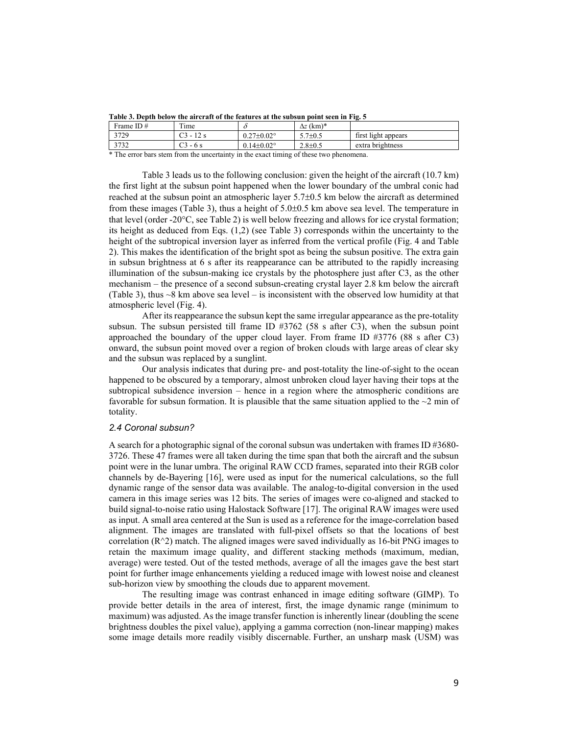**Table 3. Depth below the aircraft of the features at the subsun point seen in Fig. 5**

| Frame ID # | Time | $\delta$ | $\Delta z$ (km)* | |
|---|---|---|---|---|
| 3729 | C3 - 12 s | 0.27±0.02° | 5.7±0.5 | first light appears |
| 3732 | C3 - 6 s | 0.14±0.02° | 2.8±0.5 | extra brightness |

\* The error bars stem from the uncertainty in the exact timing of these two phenomena.

Table 3 leads us to the following conclusion: given the height of the aircraft (10.7 km) the first light at the subsun point happened when the lower boundary of the umbral conic had reached at the subsun point an atmospheric layer 5.7±0.5 km below the aircraft as determined from these images (Table 3), thus a height of 5.0±0.5 km above sea level. The temperature in that level (order -20°C, see Table 2) is well below freezing and allows for ice crystal formation; its height as deduced from Eqs. (1,2) (see Table 3) corresponds within the uncertainty to the height of the subtropical inversion layer as inferred from the vertical profile (Fig. 4 and Table 2). This makes the identification of the bright spot as being the subsun positive. The extra gain in subsun brightness at 6 s after its reappearance can be attributed to the rapidly increasing illumination of the subsun-making ice crystals by the photosphere just after C3, as the other mechanism – the presence of a second subsun-creating crystal layer 2.8 km below the aircraft (Table 3), thus ~8 km above sea level – is inconsistent with the observed low humidity at that atmospheric level (Fig. 4).

After its reappearance the subsun kept the same irregular appearance as the pre-totality subsun. The subsun persisted till frame ID #3762 (58 s after C3), when the subsun point approached the boundary of the upper cloud layer. From frame ID #3776 (88 s after C3) onward, the subsun point moved over a region of broken clouds with large areas of clear sky and the subsun was replaced by a sunglint.

Our analysis indicates that during pre- and post-totality the line-of-sight to the ocean happened to be obscured by a temporary, almost unbroken cloud layer having their tops at the subtropical subsidence inversion – hence in a region where the atmospheric conditions are favorable for subsun formation. It is plausible that the same situation applied to the ~2 min of totality.

### *2.4 Coronal subsun?*

A search for a photographic signal of the coronal subsun was undertaken with frames ID #3680-3726. These 47 frames were all taken during the time span that both the aircraft and the subsun point were in the lunar umbra. The original RAW CCD frames, separated into their RGB color channels by de-Bayering [16], were used as input for the numerical calculations, so the full dynamic range of the sensor data was available. The analog-to-digital conversion in the used camera in this image series was 12 bits. The series of images were co-aligned and stacked to build signal-to-noise ratio using Halostack Software [17]. The original RAW images were used as input. A small area centered at the Sun is used as a reference for the image-correlation based alignment. The images are translated with full-pixel offsets so that the locations of best correlation ($R^2$) match. The aligned images were saved individually as 16-bit PNG images to retain the maximum image quality, and different stacking methods (maximum, median, average) were tested. Out of the tested methods, average of all the images gave the best start point for further image enhancements yielding a reduced image with lowest noise and cleanest sub-horizon view by smoothing the clouds due to apparent movement.

The resulting image was contrast enhanced in image editing software (GIMP). To provide better details in the area of interest, first, the image dynamic range (minimum to maximum) was adjusted. As the image transfer function is inherently linear (doubling the scene brightness doubles the pixel value), applying a gamma correction (non-linear mapping) makes some image details more readily visibly discernable. Further, an unsharp mask (USM) was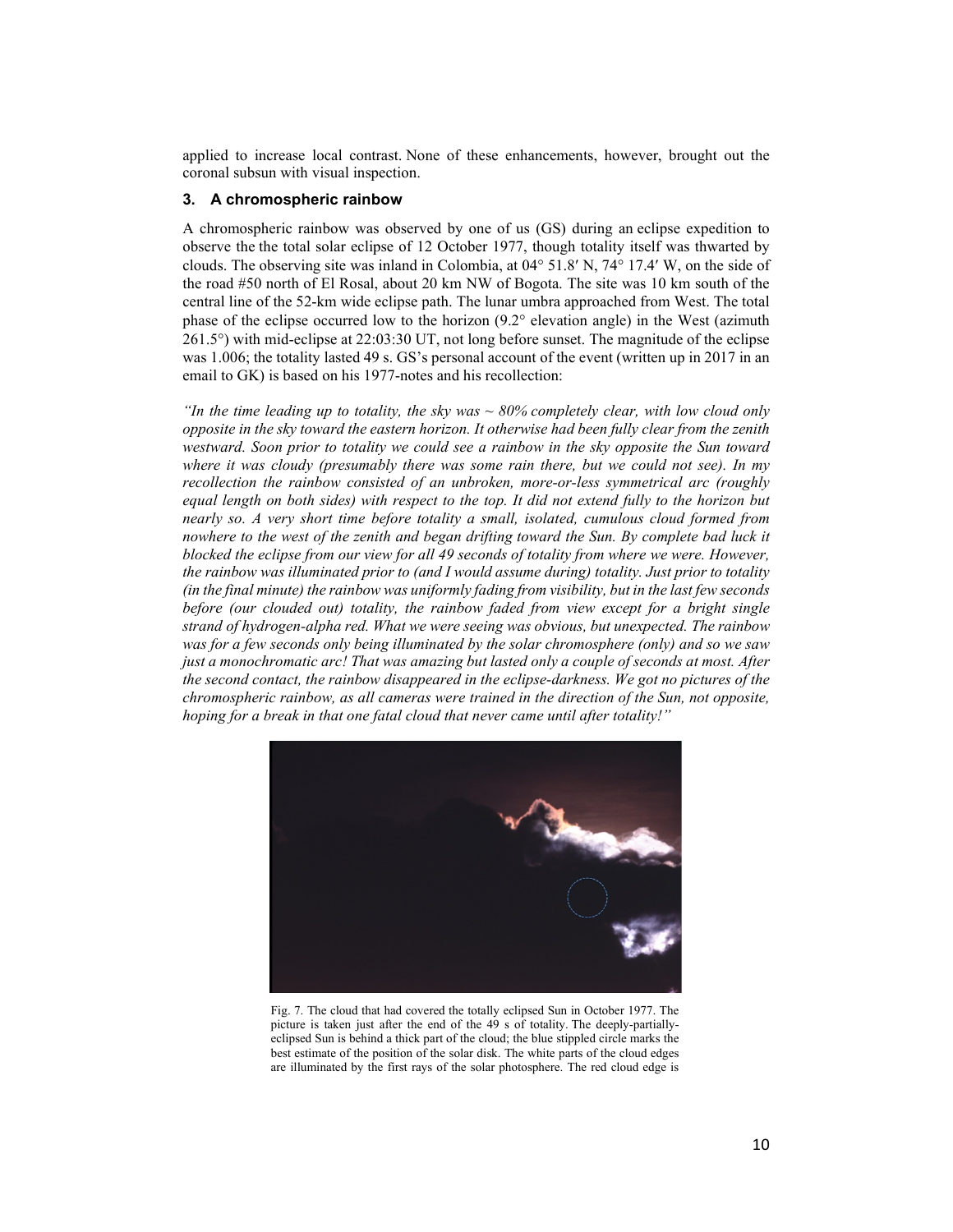applied to increase local contrast. None of these enhancements, however, brought out the coronal subsun with visual inspection.

### 3. A chromospheric rainbow

A chromospheric rainbow was observed by one of us (GS) during an eclipse expedition to observe the the total solar eclipse of 12 October 1977, though totality itself was thwarted by clouds. The observing site was inland in Colombia, at 04° 51.8′ N, 74° 17.4′ W, on the side of the road #50 north of El Rosal, about 20 km NW of Bogota. The site was 10 km south of the central line of the 52-km wide eclipse path. The lunar umbra approached from West. The total phase of the eclipse occurred low to the horizon (9.2° elevation angle) in the West (azimuth 261.5°) with mid-eclipse at 22:03:30 UT, not long before sunset. The magnitude of the eclipse was 1.006; the totality lasted 49 s. GS's personal account of the event (written up in 2017 in an email to GK) is based on his 1977-notes and his recollection:

*"In the time leading up to totality, the sky was ~ 80% completely clear, with low cloud only opposite in the sky toward the eastern horizon. It otherwise had been fully clear from the zenith westward. Soon prior to totality we could see a rainbow in the sky opposite the Sun toward where it was cloudy (presumably there was some rain there, but we could not see). In my recollection the rainbow consisted of an unbroken, more-or-less symmetrical arc (roughly equal length on both sides) with respect to the top. It did not extend fully to the horizon but nearly so. A very short time before totality a small, isolated, cumulous cloud formed from nowhere to the west of the zenith and began drifting toward the Sun. By complete bad luck it blocked the eclipse from our view for all 49 seconds of totality from where we were. However, the rainbow was illuminated prior to (and I would assume during) totality. Just prior to totality (in the final minute) the rainbow was uniformly fading from visibility, but in the last few seconds before (our clouded out) totality, the rainbow faded from view except for a bright single strand of hydrogen-alpha red. What we were seeing was obvious, but unexpected. The rainbow was for a few seconds only being illuminated by the solar chromosphere (only) and so we saw just a monochromatic arc! That was amazing but lasted only a couple of seconds at most. After the second contact, the rainbow disappeared in the eclipse-darkness. We got no pictures of the chromospheric rainbow, as all cameras were trained in the direction of the Sun, not opposite, hoping for a break in that one fatal cloud that never came until after totality!"*

Fig. 7. The cloud that had covered the totally eclipsed Sun in October 1977. The picture is taken just after the end of the 49 s of totality. The deeply-partially-eclipsed Sun is behind a thick part of the cloud; the blue stippled circle marks the best estimate of the position of the solar disk. The white parts of the cloud edges are illuminated by the first rays of the solar photosphere. The red cloud edge is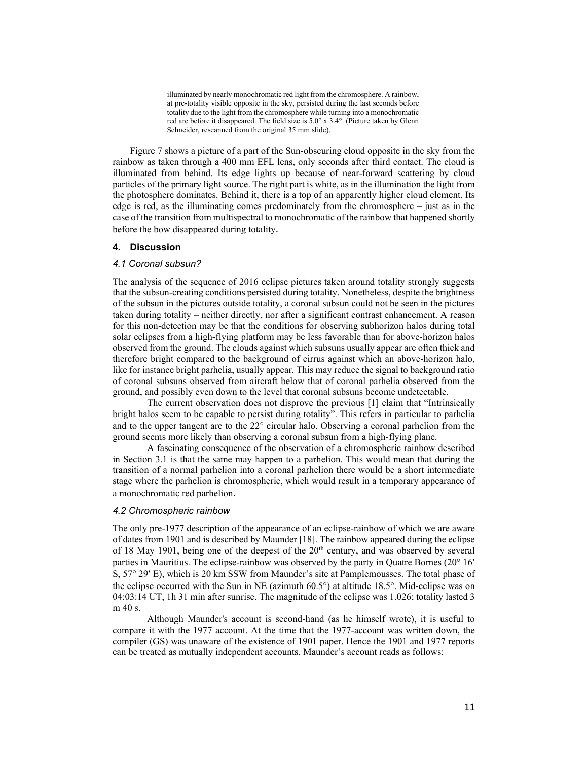illuminated by nearly monochromatic red light from the chromosphere. A rainbow, at pre-totality visible opposite in the sky, persisted during the last seconds before totality due to the light from the chromosphere while turning into a monochromatic red arc before it disappeared. The field size is 5.0° x 3.4°. (Picture taken by Glenn Schneider, rescanned from the original 35 mm slide).

Figure 7 shows a picture of a part of the Sun-obscuring cloud opposite in the sky from the rainbow as taken through a 400 mm EFL lens, only seconds after third contact. The cloud is illuminated from behind. Its edge lights up because of near-forward scattering by cloud particles of the primary light source. The right part is white, as in the illumination the light from the photosphere dominates. Behind it, there is a top of an apparently higher cloud element. Its edge is red, as the illuminating comes predominately from the chromosphere – just as in the case of the transition from multispectral to monochromatic of the rainbow that happened shortly before the bow disappeared during totality.

## 4. Discussion

### *4.1 Coronal subsun?*

The analysis of the sequence of 2016 eclipse pictures taken around totality strongly suggests that the subsun-creating conditions persisted during totality. Nonetheless, despite the brightness of the subsun in the pictures outside totality, a coronal subsun could not be seen in the pictures taken during totality – neither directly, nor after a significant contrast enhancement. A reason for this non-detection may be that the conditions for observing subhorizon halos during total solar eclipses from a high-flying platform may be less favorable than for above-horizon halos observed from the ground. The clouds against which subsuns usually appear are often thick and therefore bright compared to the background of cirrus against which an above-horizon halo, like for instance bright parhelia, usually appear. This may reduce the signal to background ratio of coronal subsuns observed from aircraft below that of coronal parhelia observed from the ground, and possibly even down to the level that coronal subsuns become undetectable.

The current observation does not disprove the previous [1] claim that "Intrinsically bright halos seem to be capable to persist during totality". This refers in particular to parhelia and to the upper tangent arc to the 22° circular halo. Observing a coronal parhelion from the ground seems more likely than observing a coronal subsun from a high-flying plane.

A fascinating consequence of the observation of a chromospheric rainbow described in Section 3.1 is that the same may happen to a parhelion. This would mean that during the transition of a normal parhelion into a coronal parhelion there would be a short intermediate stage where the parhelion is chromospheric, which would result in a temporary appearance of a monochromatic red parhelion.

### *4.2 Chromospheric rainbow*

The only pre-1977 description of the appearance of an eclipse-rainbow of which we are aware of dates from 1901 and is described by Maunder [18]. The rainbow appeared during the eclipse of 18 May 1901, being one of the deepest of the 20th century, and was observed by several parties in Mauritius. The eclipse-rainbow was observed by the party in Quatre Bornes (20° 16′ S, 57° 29′ E), which is 20 km SSW from Maunder's site at Pamplemousses. The total phase of the eclipse occurred with the Sun in NE (azimuth 60.5°) at altitude 18.5°. Mid-eclipse was on 04:03:14 UT, 1h 31 min after sunrise. The magnitude of the eclipse was 1.026; totality lasted 3 m 40 s.

Although Maunder's account is second-hand (as he himself wrote), it is useful to compare it with the 1977 account. At the time that the 1977-account was written down, the compiler (GS) was unaware of the existence of 1901 paper. Hence the 1901 and 1977 reports can be treated as mutually independent accounts. Maunder's account reads as follows: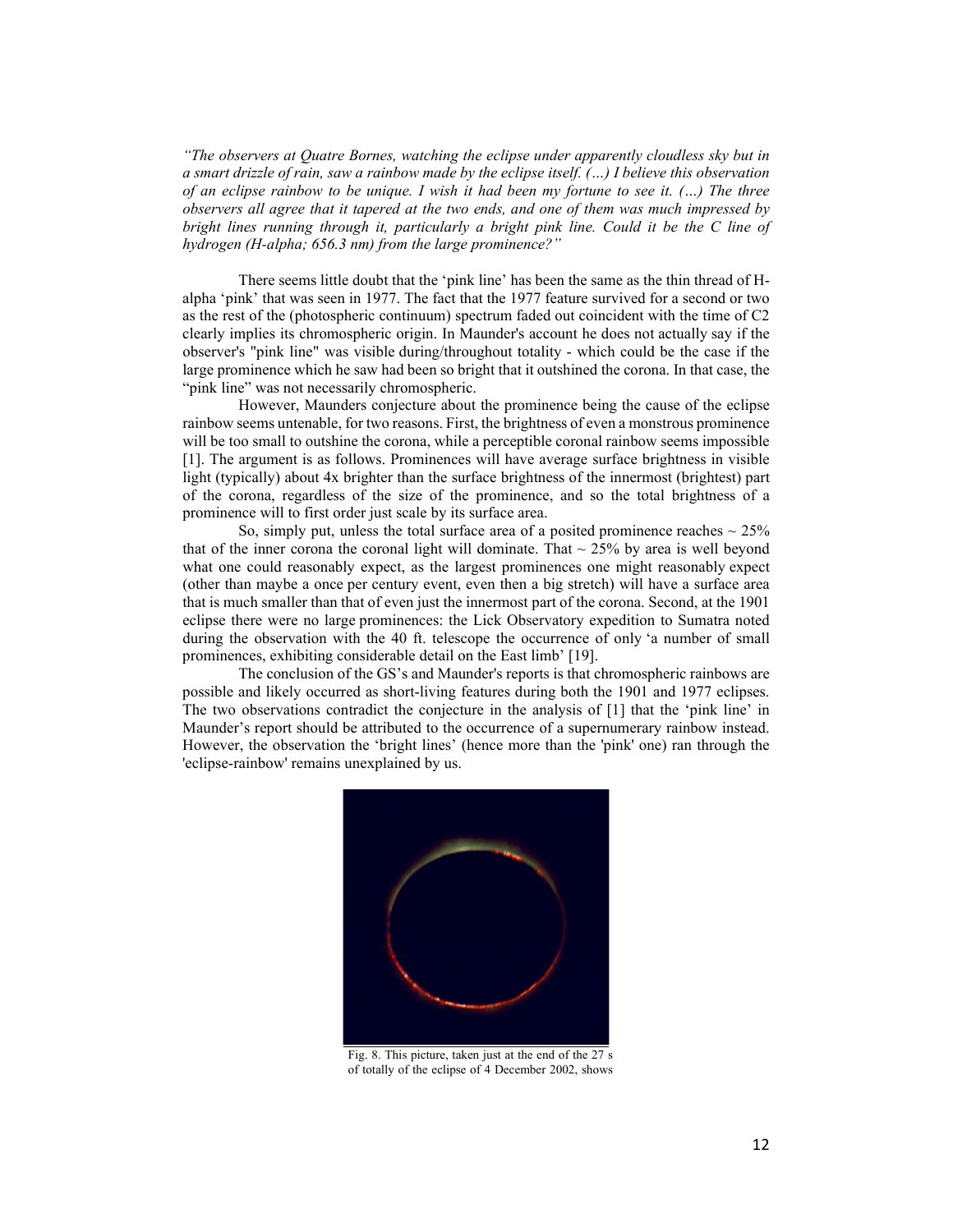*"The observers at Quatre Bornes, watching the eclipse under apparently cloudless sky but in a smart drizzle of rain, saw a rainbow made by the eclipse itself. (…) I believe this observation of an eclipse rainbow to be unique. I wish it had been my fortune to see it. (…) The three observers all agree that it tapered at the two ends, and one of them was much impressed by bright lines running through it, particularly a bright pink line. Could it be the C line of hydrogen (H-alpha; 656.3 nm) from the large prominence?"*

There seems little doubt that the 'pink line' has been the same as the thin thread of H-alpha 'pink' that was seen in 1977. The fact that the 1977 feature survived for a second or two as the rest of the (photospheric continuum) spectrum faded out coincident with the time of C2 clearly implies its chromospheric origin. In Maunder's account he does not actually say if the observer's "pink line" was visible during/throughout totality - which could be the case if the large prominence which he saw had been so bright that it outshined the corona. In that case, the "pink line" was not necessarily chromospheric.

However, Maunders conjecture about the prominence being the cause of the eclipse rainbow seems untenable, for two reasons. First, the brightness of even a monstrous prominence will be too small to outshine the corona, while a perceptible coronal rainbow seems impossible [1]. The argument is as follows. Prominences will have average surface brightness in visible light (typically) about 4x brighter than the surface brightness of the innermost (brightest) part of the corona, regardless of the size of the prominence, and so the total brightness of a prominence will to first order just scale by its surface area.

So, simply put, unless the total surface area of a posited prominence reaches ~ 25% that of the inner corona the coronal light will dominate. That ~ 25% by area is well beyond what one could reasonably expect, as the largest prominences one might reasonably expect (other than maybe a once per century event, even then a big stretch) will have a surface area that is much smaller than that of even just the innermost part of the corona. Second, at the 1901 eclipse there were no large prominences: the Lick Observatory expedition to Sumatra noted during the observation with the 40 ft. telescope the occurrence of only 'a number of small prominences, exhibiting considerable detail on the East limb' [19].

The conclusion of the GS's and Maunder's reports is that chromospheric rainbows are possible and likely occurred as short-living features during both the 1901 and 1977 eclipses. The two observations contradict the conjecture in the analysis of [1] that the 'pink line' in Maunder's report should be attributed to the occurrence of a supernumerary rainbow instead. However, the observation the 'bright lines' (hence more than the 'pink' one) ran through the 'eclipse-rainbow' remains unexplained by us.

Fig. 8. This picture, taken just at the end of the 27 s of totally of the eclipse of 4 December 2002, shows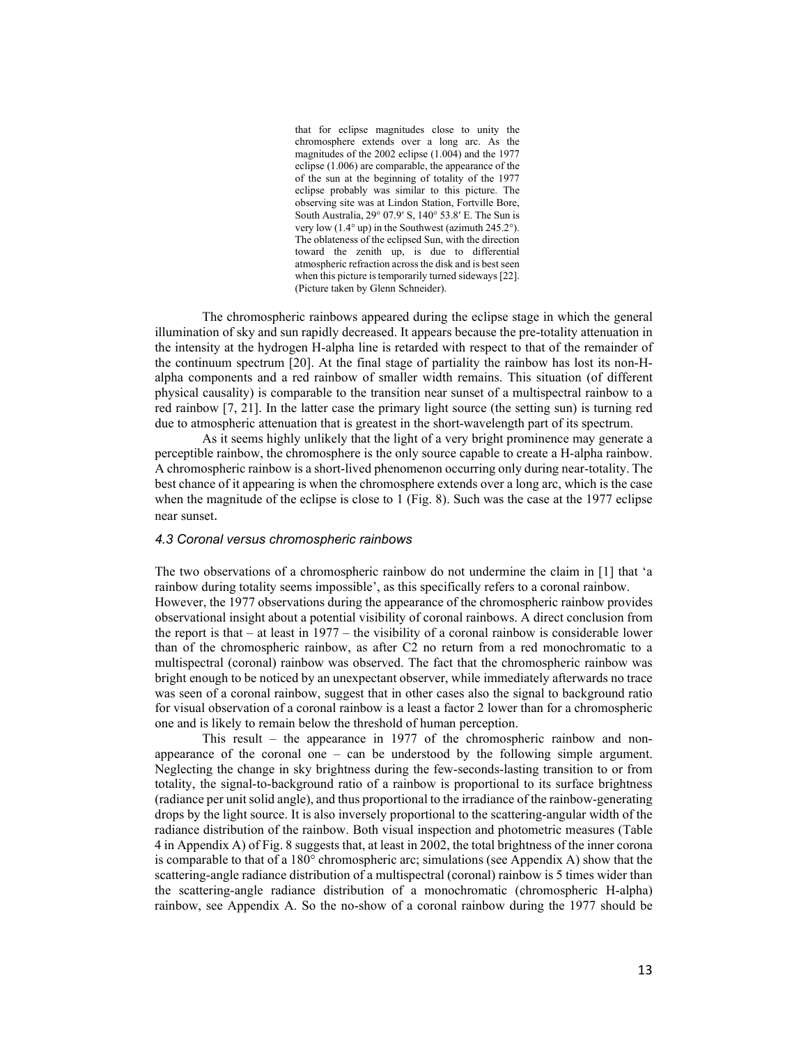that for eclipse magnitudes close to unity the chromosphere extends over a long arc. As the magnitudes of the 2002 eclipse (1.004) and the 1977 eclipse (1.006) are comparable, the appearance of the of the sun at the beginning of totality of the 1977 eclipse probably was similar to this picture. The observing site was at Lindon Station, Fortville Bore, South Australia, 29° 07.9′ S, 140° 53.8′ E. The Sun is very low (1.4° up) in the Southwest (azimuth 245.2°). The oblateness of the eclipsed Sun, with the direction toward the zenith up, is due to differential atmospheric refraction across the disk and is best seen when this picture is temporarily turned sideways [22]. (Picture taken by Glenn Schneider).

The chromospheric rainbows appeared during the eclipse stage in which the general illumination of sky and sun rapidly decreased. It appears because the pre-totality attenuation in the intensity at the hydrogen H-alpha line is retarded with respect to that of the remainder of the continuum spectrum [20]. At the final stage of partiality the rainbow has lost its non-H-alpha components and a red rainbow of smaller width remains. This situation (of different physical causality) is comparable to the transition near sunset of a multispectral rainbow to a red rainbow [7, 21]. In the latter case the primary light source (the setting sun) is turning red due to atmospheric attenuation that is greatest in the short-wavelength part of its spectrum.

As it seems highly unlikely that the light of a very bright prominence may generate a perceptible rainbow, the chromosphere is the only source capable to create a H-alpha rainbow. A chromospheric rainbow is a short-lived phenomenon occurring only during near-totality. The best chance of it appearing is when the chromosphere extends over a long arc, which is the case when the magnitude of the eclipse is close to 1 (Fig. 8). Such was the case at the 1977 eclipse near sunset.

### *4.3 Coronal versus chromospheric rainbows*

The two observations of a chromospheric rainbow do not undermine the claim in [1] that 'a rainbow during totality seems impossible', as this specifically refers to a coronal rainbow. However, the 1977 observations during the appearance of the chromospheric rainbow provides observational insight about a potential visibility of coronal rainbows. A direct conclusion from the report is that – at least in 1977 – the visibility of a coronal rainbow is considerable lower than of the chromospheric rainbow, as after C2 no return from a red monochromatic to a multispectral (coronal) rainbow was observed. The fact that the chromospheric rainbow was bright enough to be noticed by an unexpectant observer, while immediately afterwards no trace was seen of a coronal rainbow, suggest that in other cases also the signal to background ratio for visual observation of a coronal rainbow is a least a factor 2 lower than for a chromospheric one and is likely to remain below the threshold of human perception.

This result – the appearance in 1977 of the chromospheric rainbow and non-appearance of the coronal one – can be understood by the following simple argument. Neglecting the change in sky brightness during the few-seconds-lasting transition to or from totality, the signal-to-background ratio of a rainbow is proportional to its surface brightness (radiance per unit solid angle), and thus proportional to the irradiance of the rainbow-generating drops by the light source. It is also inversely proportional to the scattering-angular width of the radiance distribution of the rainbow. Both visual inspection and photometric measures (Table 4 in Appendix A) of Fig. 8 suggests that, at least in 2002, the total brightness of the inner corona is comparable to that of a 180° chromospheric arc; simulations (see Appendix A) show that the scattering-angle radiance distribution of a multispectral (coronal) rainbow is 5 times wider than the scattering-angle radiance distribution of a monochromatic (chromospheric H-alpha) rainbow, see Appendix A. So the no-show of a coronal rainbow during the 1977 should be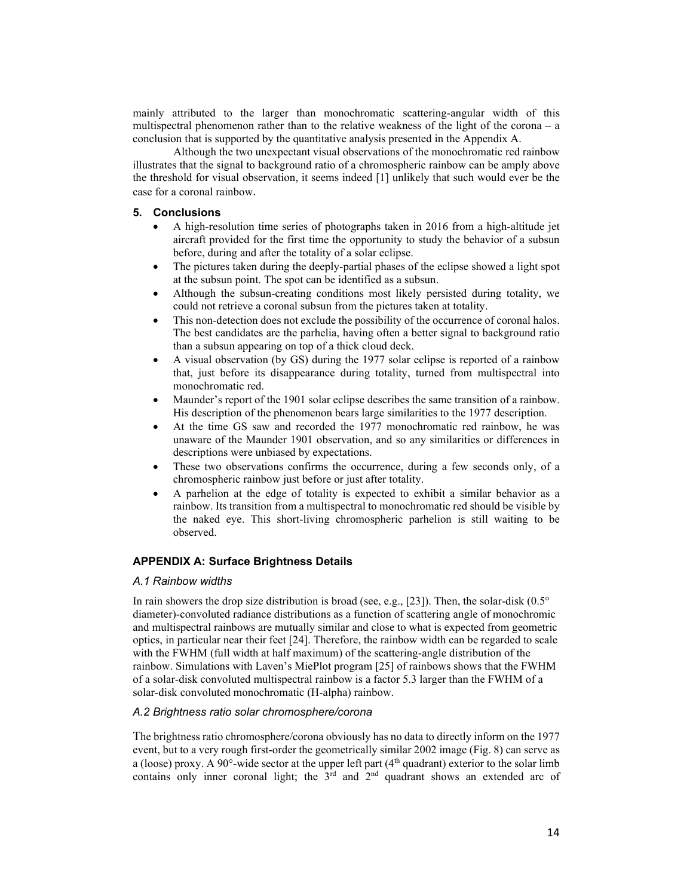mainly attributed to the larger than monochromatic scattering-angular width of this multispectral phenomenon rather than to the relative weakness of the light of the corona – a conclusion that is supported by the quantitative analysis presented in the Appendix A.

Although the two unexpectant visual observations of the monochromatic red rainbow illustrates that the signal to background ratio of a chromospheric rainbow can be amply above the threshold for visual observation, it seems indeed [1] unlikely that such would ever be the case for a coronal rainbow.

## 5. Conclusions

- A high-resolution time series of photographs taken in 2016 from a high-altitude jet aircraft provided for the first time the opportunity to study the behavior of a subsun before, during and after the totality of a solar eclipse.
- The pictures taken during the deeply-partial phases of the eclipse showed a light spot at the subsun point. The spot can be identified as a subsun.
- Although the subsun-creating conditions most likely persisted during totality, we could not retrieve a coronal subsun from the pictures taken at totality.
- This non-detection does not exclude the possibility of the occurrence of coronal halos. The best candidates are the parhelia, having often a better signal to background ratio than a subsun appearing on top of a thick cloud deck.
- A visual observation (by GS) during the 1977 solar eclipse is reported of a rainbow that, just before its disappearance during totality, turned from multispectral into monochromatic red.
- Maunder's report of the 1901 solar eclipse describes the same transition of a rainbow. His description of the phenomenon bears large similarities to the 1977 description.
- At the time GS saw and recorded the 1977 monochromatic red rainbow, he was unaware of the Maunder 1901 observation, and so any similarities or differences in descriptions were unbiased by expectations.
- These two observations confirms the occurrence, during a few seconds only, of a chromospheric rainbow just before or just after totality.
- A parhelion at the edge of totality is expected to exhibit a similar behavior as a rainbow. Its transition from a multispectral to monochromatic red should be visible by the naked eye. This short-living chromospheric parhelion is still waiting to be observed.

## APPENDIX A: Surface Brightness Details

### *A.1 Rainbow widths*

In rain showers the drop size distribution is broad (see, e.g., [23]). Then, the solar-disk (0.5° diameter)-convoluted radiance distributions as a function of scattering angle of monochromic and multispectral rainbows are mutually similar and close to what is expected from geometric optics, in particular near their feet [24]. Therefore, the rainbow width can be regarded to scale with the FWHM (full width at half maximum) of the scattering-angle distribution of the rainbow. Simulations with Laven's MiePlot program [25] of rainbows shows that the FWHM of a solar-disk convoluted multispectral rainbow is a factor 5.3 larger than the FWHM of a solar-disk convoluted monochromatic (H-alpha) rainbow.

### *A.2 Brightness ratio solar chromosphere/corona*

The brightness ratio chromosphere/corona obviously has no data to directly inform on the 1977 event, but to a very rough first-order the geometrically similar 2002 image (Fig. 8) can serve as a (loose) proxy. A 90°-wide sector at the upper left part (4th quadrant) exterior to the solar limb contains only inner coronal light; the 3rd and 2nd quadrant shows an extended arc of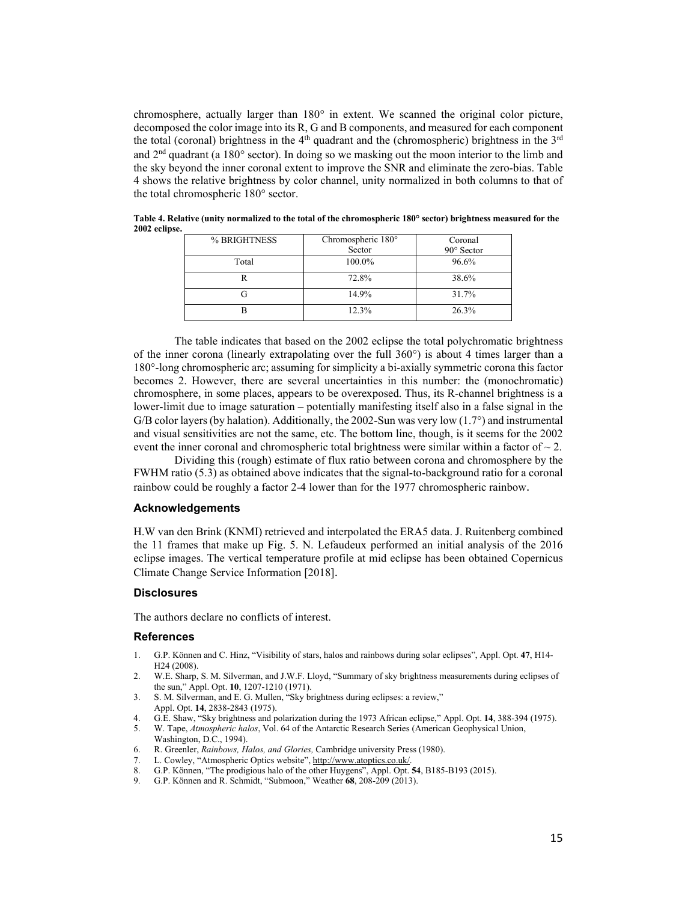chromosphere, actually larger than 180° in extent. We scanned the original color picture, decomposed the color image into its R, G and B components, and measured for each component the total (coronal) brightness in the 4th quadrant and the (chromospheric) brightness in the 3rd and 2nd quadrant (a 180° sector). In doing so we masking out the moon interior to the limb and the sky beyond the inner coronal extent to improve the SNR and eliminate the zero-bias. Table 4 shows the relative brightness by color channel, unity normalized in both columns to that of the total chromospheric 180° sector.

**Table 4. Relative (unity normalized to the total of the chromospheric 180° sector) brightness measured for the 2002 eclipse.**

| % BRIGHTNESS | Chromospheric 180° Sector | Coronal 90° Sector |
|---|---|---|
| Total | 100.0% | 96.6% |
| R | 72.8% | 38.6% |
| G | 14.9% | 31.7% |
| B | 12.3% | 26.3% |

The table indicates that based on the 2002 eclipse the total polychromatic brightness of the inner corona (linearly extrapolating over the full 360°) is about 4 times larger than a 180°-long chromospheric arc; assuming for simplicity a bi-axially symmetric corona this factor becomes 2. However, there are several uncertainties in this number: the (monochromatic) chromosphere, in some places, appears to be overexposed. Thus, its R-channel brightness is a lower-limit due to image saturation – potentially manifesting itself also in a false signal in the G/B color layers (by halation). Additionally, the 2002-Sun was very low (1.7°) and instrumental and visual sensitivities are not the same, etc. The bottom line, though, is it seems for the 2002 event the inner coronal and chromospheric total brightness were similar within a factor of ~ 2.

Dividing this (rough) estimate of flux ratio between corona and chromosphere by the FWHM ratio (5.3) as obtained above indicates that the signal-to-background ratio for a coronal rainbow could be roughly a factor 2-4 lower than for the 1977 chromospheric rainbow.

### Acknowledgements

H.W van den Brink (KNMI) retrieved and interpolated the ERA5 data. J. Ruitenberg combined the 11 frames that make up Fig. 5. N. Lefaudeux performed an initial analysis of the 2016 eclipse images. The vertical temperature profile at mid eclipse has been obtained Copernicus Climate Change Service Information [2018].

### Disclosures

The authors declare no conflicts of interest.

### References

1. G.P. Können and C. Hinz, "Visibility of stars, halos and rainbows during solar eclipses", Appl. Opt. **47**, H14-H24 (2008).
2. W.E. Sharp, S. M. Silverman, and J.W.F. Lloyd, "Summary of sky brightness measurements during eclipses of the sun," Appl. Opt. **10**, 1207-1210 (1971).
3. S. M. Silverman, and E. G. Mullen, "Sky brightness during eclipses: a review," Appl. Opt. **14**, 2838-2843 (1975).
4. G.E. Shaw, "Sky brightness and polarization during the 1973 African eclipse," Appl. Opt. **14**, 388-394 (1975).
5. W. Tape, *Atmospheric halos*, Vol. 64 of the Antarctic Research Series (American Geophysical Union, Washington, D.C., 1994).
6. R. Greenler, *Rainbows, Halos, and Glories,* Cambridge university Press (1980).
7. L. Cowley, "Atmospheric Optics website", http://www.atoptics.co.uk/.
8. G.P. Können, "The prodigious halo of the other Huygens", Appl. Opt. **54**, B185-B193 (2015).
9. G.P. Können and R. Schmidt, "Submoon," Weather **68**, 208-209 (2013).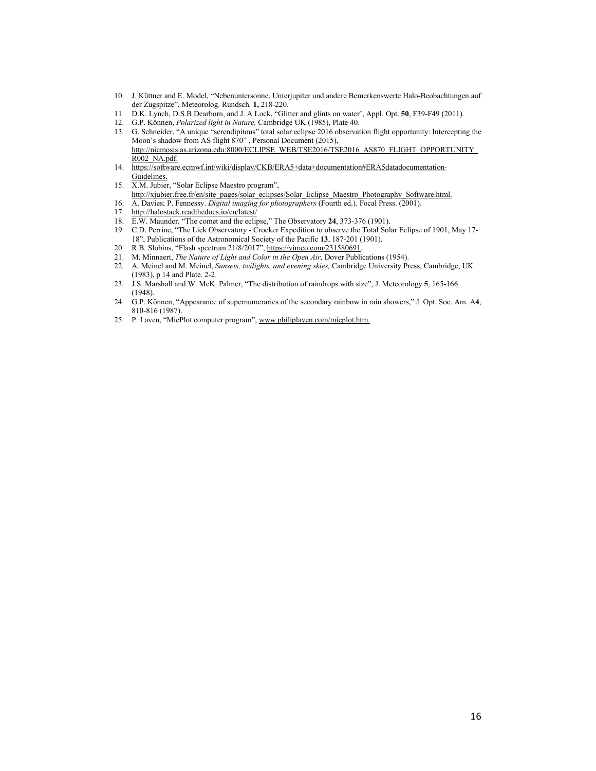10. J. Küttner and E. Model, "Nebenuntersonne, Unterjupiter und andere Bemerkenswerte Halo-Beobachtungen auf der Zugspitze", Meteorolog. Rundsch. **1,** 218-220.
11. D.K. Lynch, D.S.B Dearborn, and J. A Lock, "Glitter and glints on water', Appl. Opt. **50**, F39-F49 (2011).
12. G.P. Können, *Polarized light in Nature,* Cambridge UK (1985), Plate 40.
13. G. Schneider, "A unique "serendipitous" total solar eclipse 2016 observation flight opportunity: Intercepting the Moon's shadow from AS flight 870" , Personal Document (2015), http://nicmosis.as.arizona.edu:8000/ECLIPSE_WEB/TSE2016/TSE2016_AS870_FLIGHT_OPPORTUNITY_R002_NA.pdf.
14. https://software.ecmwf.int/wiki/display/CKB/ERA5+data+documentation#ERA5datadocumentation-Guidelines.
15. X.M. Jubier, "Solar Eclipse Maestro program", http://xjubier.free.fr/en/site_pages/solar_eclipses/Solar_Eclipse_Maestro_Photography_Software.html.
16. A. Davies; P. Fennessy. *Digital imaging for photographers* (Fourth ed.). Focal Press. (2001).
17. http://halostack.readthedocs.io/en/latest/
18. E.W. Maunder, "The comet and the eclipse," The Observatory **24**, 373-376 (1901).
19. C.D. Perrine, "The Lick Observatory - Crocker Expedition to observe the Total Solar Eclipse of 1901, May 17-18", Publications of the Astronomical Society of the Pacific **13**, 187-201 (1901).
20. R.B. Slobins, "Flash spectrum 21/8/2017", https://vimeo.com/231580691.
21. M. Minnaert, *The Nature of Light and Color in the Open Air,* Dover Publications (1954).
22. A. Meinel and M. Meinel, *Sunsets, twilights, and evening skies,* Cambridge University Press, Cambridge, UK (1983), p 14 and Plate. 2-2.
23. J.S. Marshall and W. McK. Palmer, "The distribution of raindrops with size", J. Meteorology **5**, 165-166 (1948).
24. G.P. Können, "Appearance of supernumeraries of the secondary rainbow in rain showers," J. Opt. Soc. Am. A**4**, 810-816 (1987).
25. P. Laven, "MiePlot computer program", www.philiplaven.com/mieplot.htm.